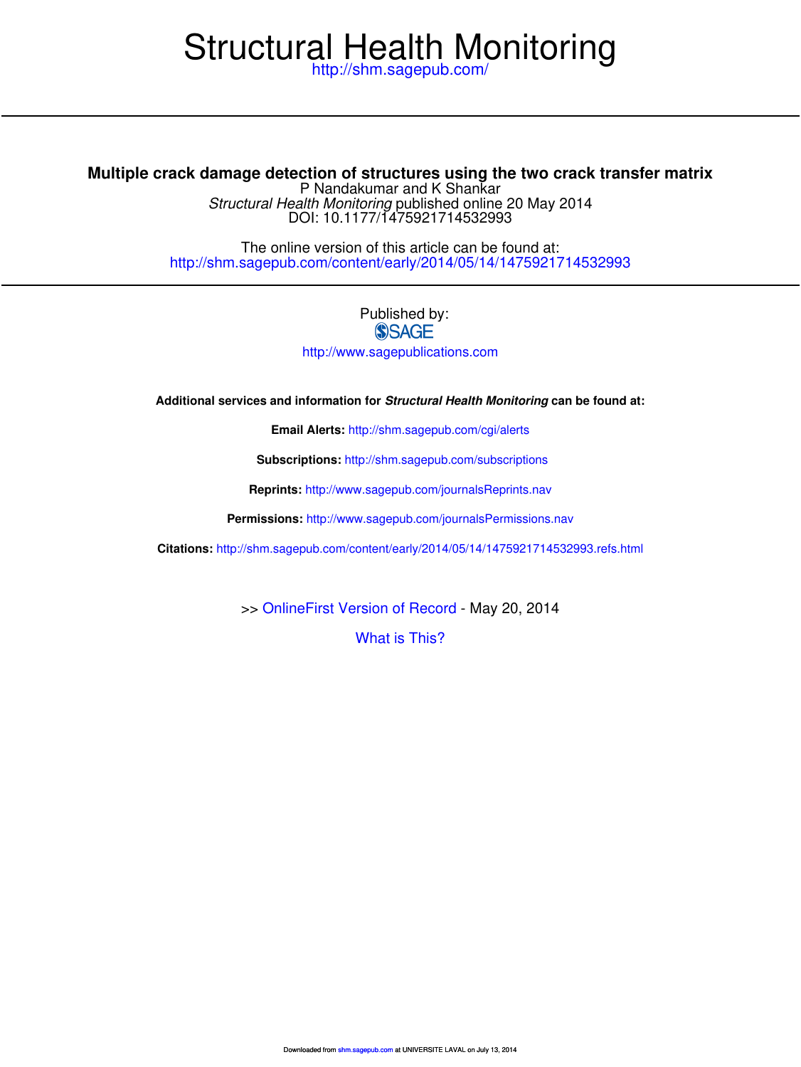# Structural Health Monitoring

http://shm.sagepub.com/

---

## Multiple crack damage detection of structures using the two crack transfer matrix

P Nandakumar and K Shankar

*Structural Health Monitoring* published online 20 May 2014

DOI: 10.1177/1475921714532993

The online version of this article can be found at:

http://shm.sagepub.com/content/early/2014/05/14/1475921714532993

---

Published by:

SAGE

http://www.sagepublications.com

**Additional services and information for *Structural Health Monitoring* can be found at:**

**Email Alerts:** http://shm.sagepub.com/cgi/alerts

**Subscriptions:** http://shm.sagepub.com/subscriptions

**Reprints:** http://www.sagepub.com/journalsReprints.nav

**Permissions:** http://www.sagepub.com/journalsPermissions.nav

**Citations:** http://shm.sagepub.com/content/early/2014/05/14/1475921714532993.refs.html

>> OnlineFirst Version of Record - May 20, 2014

What is This?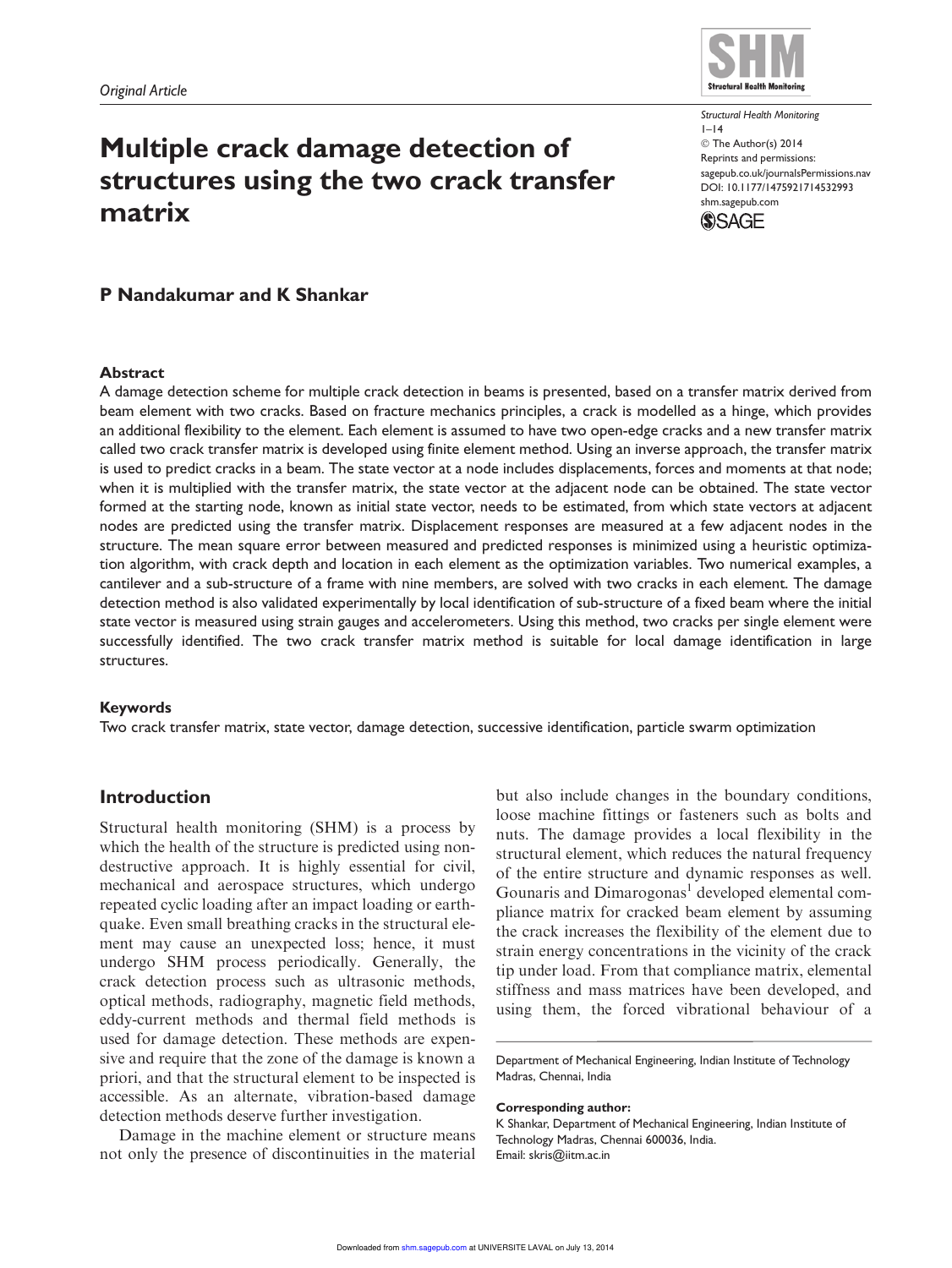# Multiple crack damage detection of structures using the two crack transfer matrix

**P Nandakumar and K Shankar**

### Abstract

A damage detection scheme for multiple crack detection in beams is presented, based on a transfer matrix derived from beam element with two cracks. Based on fracture mechanics principles, a crack is modelled as a hinge, which provides an additional flexibility to the element. Each element is assumed to have two open-edge cracks and a new transfer matrix called two crack transfer matrix is developed using finite element method. Using an inverse approach, the transfer matrix is used to predict cracks in a beam. The state vector at a node includes displacements, forces and moments at that node; when it is multiplied with the transfer matrix, the state vector at the adjacent node can be obtained. The state vector formed at the starting node, known as initial state vector, needs to be estimated, from which state vectors at adjacent nodes are predicted using the transfer matrix. Displacement responses are measured at a few adjacent nodes in the structure. The mean square error between measured and predicted responses is minimized using a heuristic optimization algorithm, with crack depth and location in each element as the optimization variables. Two numerical examples, a cantilever and a sub-structure of a frame with nine members, are solved with two cracks in each element. The damage detection method is also validated experimentally by local identification of sub-structure of a fixed beam where the initial state vector is measured using strain gauges and accelerometers. Using this method, two cracks per single element were successfully identified. The two crack transfer matrix method is suitable for local damage identification in large structures.

### Keywords

Two crack transfer matrix, state vector, damage detection, successive identification, particle swarm optimization

## Introduction

Structural health monitoring (SHM) is a process by which the health of the structure is predicted using non-destructive approach. It is highly essential for civil, mechanical and aerospace structures, which undergo repeated cyclic loading after an impact loading or earthquake. Even small breathing cracks in the structural element may cause an unexpected loss; hence, it must undergo SHM process periodically. Generally, the crack detection process such as ultrasonic methods, optical methods, radiography, magnetic field methods, eddy-current methods and thermal field methods is used for damage detection. These methods are expensive and require that the zone of the damage is known a priori, and that the structural element to be inspected is accessible. As an alternate, vibration-based damage detection methods deserve further investigation.

Damage in the machine element or structure means not only the presence of discontinuities in the material but also include changes in the boundary conditions, loose machine fittings or fasteners such as bolts and nuts. The damage provides a local flexibility in the structural element, which reduces the natural frequency of the entire structure and dynamic responses as well. Gounaris and Dimarogonas[1] developed elemental compliance matrix for cracked beam element by assuming the crack increases the flexibility of the element due to strain energy concentrations in the vicinity of the crack tip under load. From that compliance matrix, elemental stiffness and mass matrices have been developed, and using them, the forced vibrational behaviour of a

Department of Mechanical Engineering, Indian Institute of Technology Madras, Chennai, India

**Corresponding author:**
K Shankar, Department of Mechanical Engineering, Indian Institute of Technology Madras, Chennai 600036, India.
Email: skris@iitm.ac.in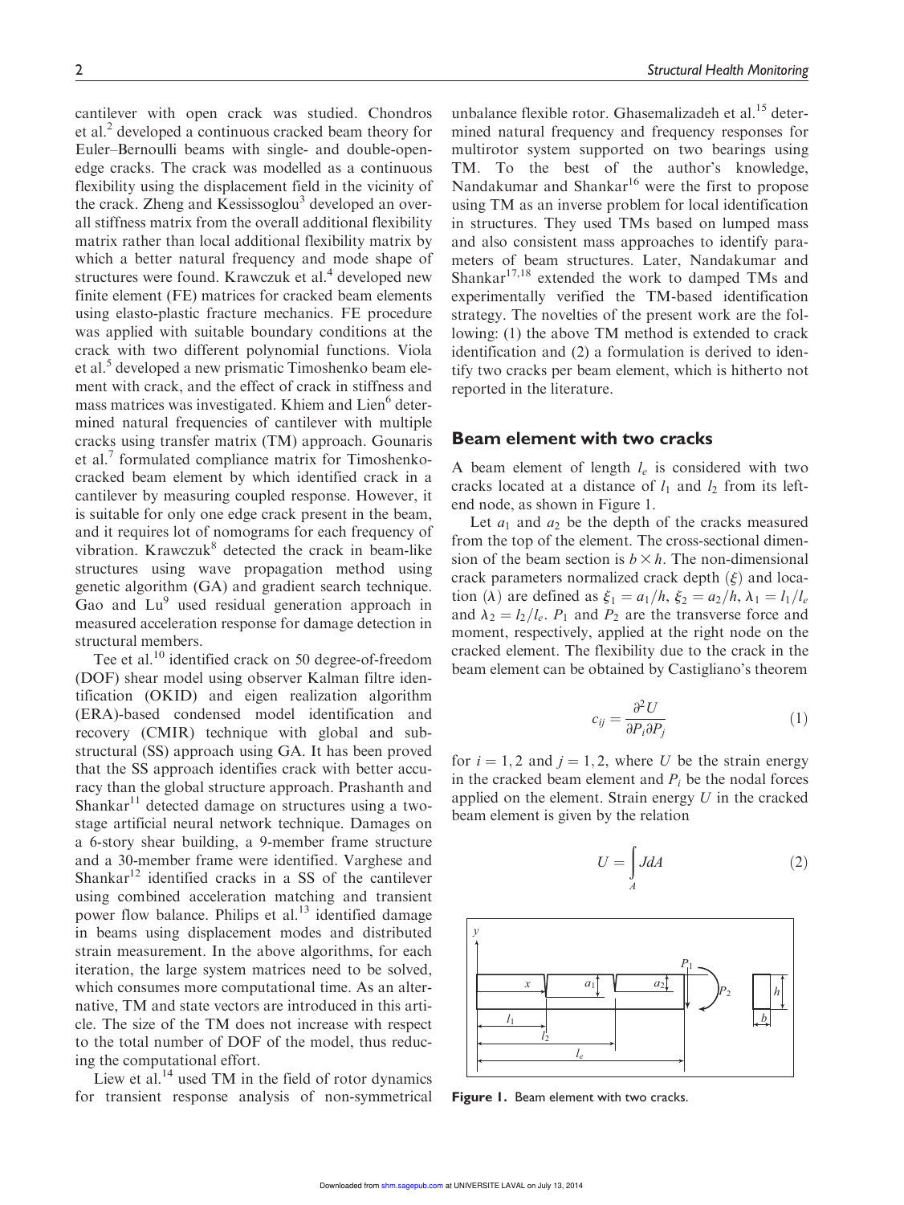cantilever with open crack was studied. Chondros et al.[2] developed a continuous cracked beam theory for Euler–Bernoulli beams with single- and double-open-edge cracks. The crack was modelled as a continuous flexibility using the displacement field in the vicinity of the crack. Zheng and Kessissoglou[3] developed an overall stiffness matrix from the overall additional flexibility matrix rather than local additional flexibility matrix by which a better natural frequency and mode shape of structures were found. Krawczuk et al.[4] developed new finite element (FE) matrices for cracked beam elements using elasto-plastic fracture mechanics. FE procedure was applied with suitable boundary conditions at the crack with two different polynomial functions. Viola et al.[5] developed a new prismatic Timoshenko beam element with crack, and the effect of crack in stiffness and mass matrices was investigated. Khiem and Lien[6] determined natural frequencies of cantilever with multiple cracks using transfer matrix (TM) approach. Gounaris et al.[7] formulated compliance matrix for Timoshenko-cracked beam element by which identified crack in a cantilever by measuring coupled response. However, it is suitable for only one edge crack present in the beam, and it requires lot of nomograms for each frequency of vibration. Krawczuk[8] detected the crack in beam-like structures using wave propagation method using genetic algorithm (GA) and gradient search technique. Gao and Lu[9] used residual generation approach in measured acceleration response for damage detection in structural members.

Tee et al.[10] identified crack on 50 degree-of-freedom (DOF) shear model using observer Kalman filtre identification (OKID) and eigen realization algorithm (ERA)-based condensed model identification and recovery (CMIR) technique with global and substructural (SS) approach using GA. It has been proved that the SS approach identifies crack with better accuracy than the global structure approach. Prashanth and Shankar[11] detected damage on structures using a two-stage artificial neural network technique. Damages on a 6-story shear building, a 9-member frame structure and a 30-member frame were identified. Varghese and Shankar[12] identified cracks in a SS of the cantilever using combined acceleration matching and transient power flow balance. Philips et al.[13] identified damage in beams using displacement modes and distributed strain measurement. In the above algorithms, for each iteration, the large system matrices need to be solved, which consumes more computational time. As an alternative, TM and state vectors are introduced in this article. The size of the TM does not increase with respect to the total number of DOF of the model, thus reducing the computational effort.

Liew et al.[14] used TM in the field of rotor dynamics for transient response analysis of non-symmetrical unbalance flexible rotor. Ghasemalizadeh et al.[15] determined natural frequency and frequency responses for multirotor system supported on two bearings using TM. To the best of the author's knowledge, Nandakumar and Shankar[16] were the first to propose using TM as an inverse problem for local identification in structures. They used TMs based on lumped mass and also consistent mass approaches to identify parameters of beam structures. Later, Nandakumar and Shankar[17,18] extended the work to damped TMs and experimentally verified the TM-based identification strategy. The novelties of the present work are the following: (1) the above TM method is extended to crack identification and (2) a formulation is derived to identify two cracks per beam element, which is hitherto not reported in the literature.

## Beam element with two cracks

A beam element of length $l_e$ is considered with two cracks located at a distance of $l_1$ and $l_2$ from its left-end node, as shown in Figure 1.

Let $a_1$ and $a_2$ be the depth of the cracks measured from the top of the element. The cross-sectional dimension of the beam section is $b \times h$. The non-dimensional crack parameters normalized crack depth ($\xi$) and location ($\lambda$) are defined as $\xi_1 = a_1/h$, $\xi_2 = a_2/h$, $\lambda_1 = l_1/l_e$ and $\lambda_2 = l_2/l_e$. $P_1$ and $P_2$ are the transverse force and moment, respectively, applied at the right node on the cracked element. The flexibility due to the crack in the beam element can be obtained by Castigliano's theorem

$$c_{ij} = \frac{\partial^2 U}{\partial P_i \partial P_j} \tag{1}$$

for $i = 1, 2$ and $j = 1, 2$, where $U$ be the strain energy in the cracked beam element and $P_i$ be the nodal forces applied on the element. Strain energy $U$ in the cracked beam element is given by the relation

$$U = \int_A J dA \tag{2}$$

**Figure 1.** Beam element with two cracks.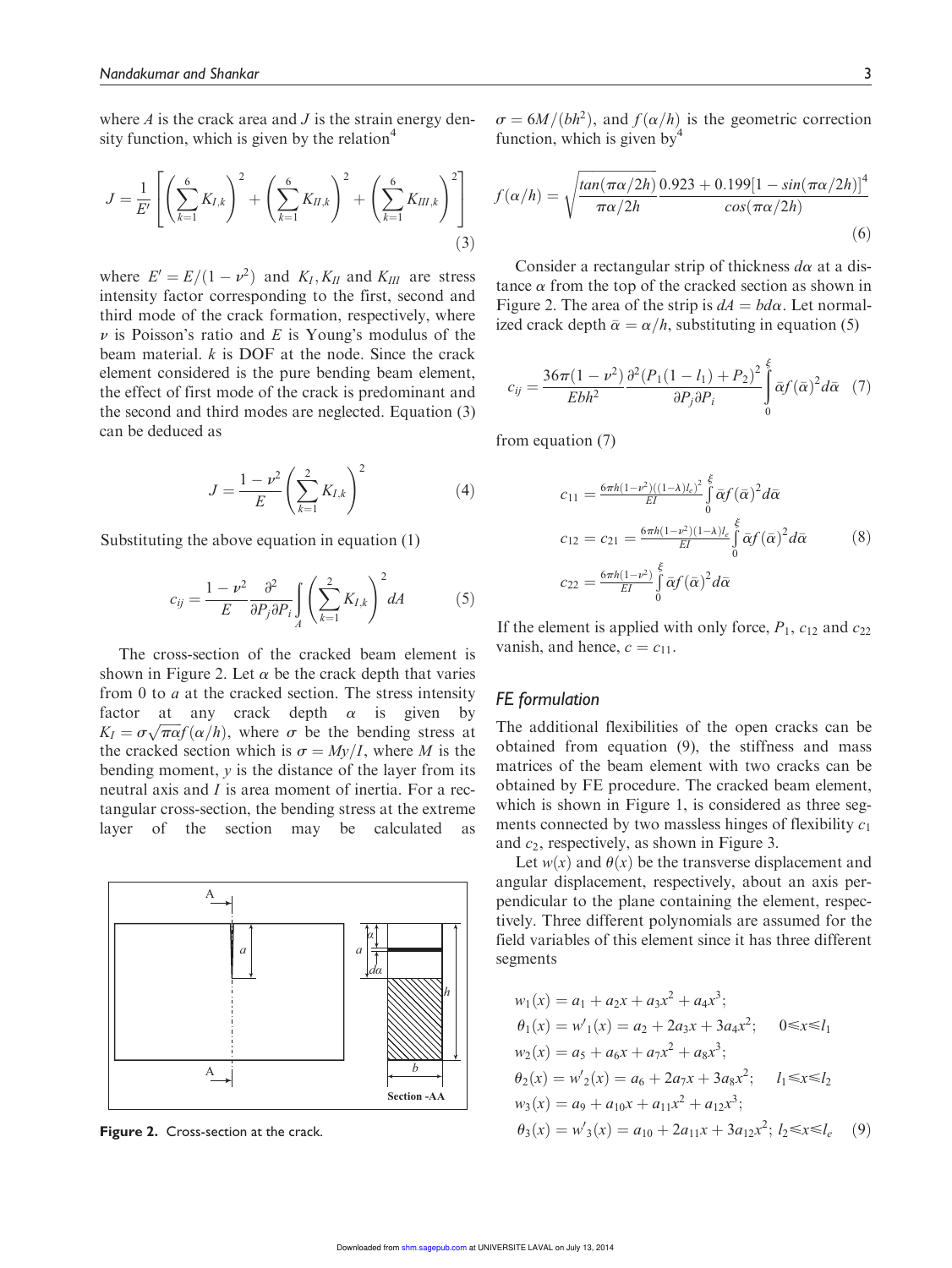where $A$ is the crack area and $J$ is the strain energy density function, which is given by the relation[4]

$$J = \frac{1}{E'}\left[\left(\sum_{k=1}^{6} K_{I,k}\right)^2 + \left(\sum_{k=1}^{6} K_{II,k}\right)^2 + \left(\sum_{k=1}^{6} K_{III,k}\right)^2\right] \quad (3)$$

where $E' = E/(1-\nu^2)$ and $K_I, K_{II}$ and $K_{III}$ are stress intensity factor corresponding to the first, second and third mode of the crack formation, respectively, where $\nu$ is Poisson's ratio and $E$ is Young's modulus of the beam material. $k$ is DOF at the node. Since the crack element considered is the pure bending beam element, the effect of first mode of the crack is predominant and the second and third modes are neglected. Equation (3) can be deduced as

$$J = \frac{1-\nu^2}{E}\left(\sum_{k=1}^{2} K_{I,k}\right)^2 \quad (4)$$

Substituting the above equation in equation (1)

$$c_{ij} = \frac{1-\nu^2}{E}\frac{\partial^2}{\partial P_j \partial P_i}\int_A \left(\sum_{k=1}^{2} K_{I,k}\right)^2 dA \quad (5)$$

The cross-section of the cracked beam element is shown in Figure 2. Let $\alpha$ be the crack depth that varies from 0 to $a$ at the cracked section. The stress intensity factor at any crack depth $\alpha$ is given by $K_I = \sigma\sqrt{\pi\alpha}f(\alpha/h)$, where $\sigma$ be the bending stress at the cracked section which is $\sigma = My/I$, where $M$ is the bending moment, $y$ is the distance of the layer from its neutral axis and $I$ is area moment of inertia. For a rectangular cross-section, the bending stress at the extreme layer of the section may be calculated as $\sigma = 6M/(bh^2)$, and $f(\alpha/h)$ is the geometric correction function, which is given by[4]

**Figure 2.** Cross-section at the crack.

$$f(\alpha/h) = \sqrt{\frac{tan(\pi\alpha/2h)}{\pi\alpha/2h}}\frac{0.923 + 0.199[1 - sin(\pi\alpha/2h)]^4}{cos(\pi\alpha/2h)} \quad (6)$$

Consider a rectangular strip of thickness $d\alpha$ at a distance $\alpha$ from the top of the cracked section as shown in Figure 2. The area of the strip is $dA = bd\alpha$. Let normalized crack depth $\bar{\alpha} = \alpha/h$, substituting in equation (5)

$$c_{ij} = \frac{36\pi(1-\nu^2)}{Ebh^2}\frac{\partial^2(P_1(1-l_1)+P_2)^2}{\partial P_j \partial P_i}\int_0^{\xi} \bar{\alpha}f(\bar{\alpha})^2 d\bar{\alpha} \quad (7)$$

from equation (7)

$$\begin{aligned} c_{11} &= \tfrac{6\pi h(1-\nu^2)((1-\lambda)l_e)^2}{EI}\int_0^{\xi} \bar{\alpha}f(\bar{\alpha})^2 d\bar{\alpha} \\ c_{12} = c_{21} &= \tfrac{6\pi h(1-\nu^2)(1-\lambda)l_e}{EI}\int_0^{\xi} \bar{\alpha}f(\bar{\alpha})^2 d\bar{\alpha} \\ c_{22} &= \tfrac{6\pi h(1-\nu^2)}{EI}\int_0^{\xi} \bar{\alpha}f(\bar{\alpha})^2 d\bar{\alpha} \end{aligned} \quad (8)$$

If the element is applied with only force, $P_1$, $c_{12}$ and $c_{22}$ vanish, and hence, $c = c_{11}$.

## FE formulation

The additional flexibilities of the open cracks can be obtained from equation (9), the stiffness and mass matrices of the beam element with two cracks can be obtained by FE procedure. The cracked beam element, which is shown in Figure 1, is considered as three segments connected by two massless hinges of flexibility $c_1$ and $c_2$, respectively, as shown in Figure 3.

Let $w(x)$ and $\theta(x)$ be the transverse displacement and angular displacement, respectively, about an axis perpendicular to the plane containing the element, respectively. Three different polynomials are assumed for the field variables of this element since it has three different segments

$$\begin{aligned} &w_1(x) = a_1 + a_2x + a_3x^2 + a_4x^3; \\ &\theta_1(x) = w'_1(x) = a_2 + 2a_3x + 3a_4x^2; \quad 0 \leqslant x \leqslant l_1 \\ &w_2(x) = a_5 + a_6x + a_7x^2 + a_8x^3; \\ &\theta_2(x) = w'_2(x) = a_6 + 2a_7x + 3a_8x^2; \quad l_1 \leqslant x \leqslant l_2 \\ &w_3(x) = a_9 + a_{10}x + a_{11}x^2 + a_{12}x^3; \\ &\theta_3(x) = w'_3(x) = a_{10} + 2a_{11}x + 3a_{12}x^2; \ l_2 \leqslant x \leqslant l_e \end{aligned} \quad (9)$$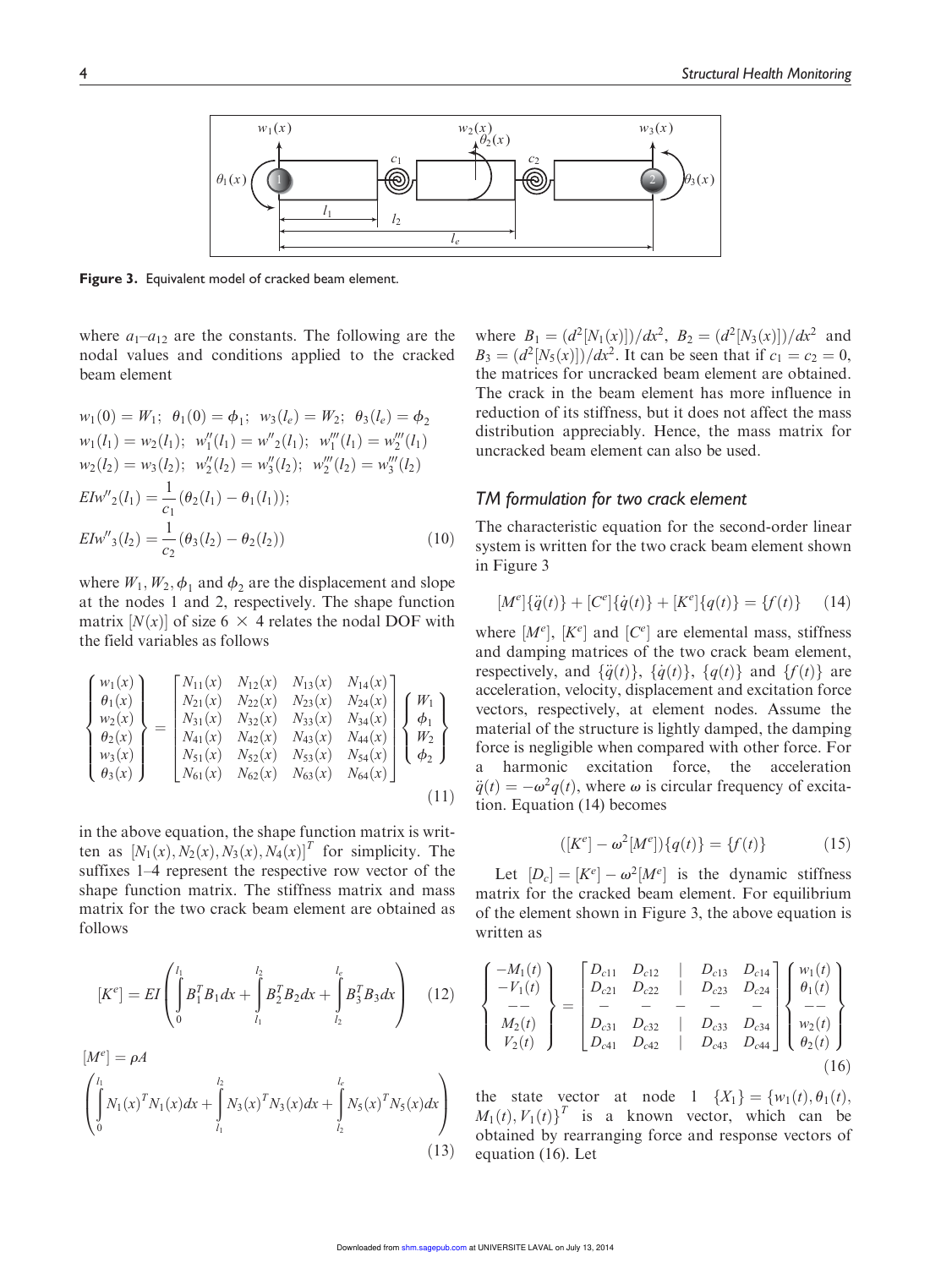Figure 3. Equivalent model of cracked beam element.

where $a_1$–$a_{12}$ are the constants. The following are the nodal values and conditions applied to the cracked beam element

$$
\begin{aligned}
&w_1(0) = W_1;\;\; \theta_1(0) = \phi_1;\;\; w_3(l_e) = W_2;\;\; \theta_3(l_e) = \phi_2 \\
&w_1(l_1) = w_2(l_1);\;\; w_1''(l_1) = w''_2(l_1);\;\; w_1'''(l_1) = w_2'''(l_1) \\
&w_2(l_2) = w_3(l_2);\;\; w_2''(l_2) = w_3''(l_2);\;\; w_2'''(l_2) = w_3'''(l_2) \\
&EIw''_2(l_1) = \frac{1}{c_1}(\theta_2(l_1) - \theta_1(l_1)); \\
&EIw''_3(l_2) = \frac{1}{c_2}(\theta_3(l_2) - \theta_2(l_2))
\end{aligned}
\tag{10}
$$

where $W_1, W_2, \phi_1$ and $\phi_2$ are the displacement and slope at the nodes 1 and 2, respectively. The shape function matrix $[N(x)]$ of size $6 \times 4$ relates the nodal DOF with the field variables as follows

$$
\begin{Bmatrix} w_1(x) \\ \theta_1(x) \\ w_2(x) \\ \theta_2(x) \\ w_3(x) \\ \theta_3(x) \end{Bmatrix}
=
\begin{bmatrix}
N_{11}(x) & N_{12}(x) & N_{13}(x) & N_{14}(x) \\
N_{21}(x) & N_{22}(x) & N_{23}(x) & N_{24}(x) \\
N_{31}(x) & N_{32}(x) & N_{33}(x) & N_{34}(x) \\
N_{41}(x) & N_{42}(x) & N_{43}(x) & N_{44}(x) \\
N_{51}(x) & N_{52}(x) & N_{53}(x) & N_{54}(x) \\
N_{61}(x) & N_{62}(x) & N_{63}(x) & N_{64}(x)
\end{bmatrix}
\begin{Bmatrix} W_1 \\ \phi_1 \\ W_2 \\ \phi_2 \end{Bmatrix}
\tag{11}
$$

in the above equation, the shape function matrix is written as $[N_1(x), N_2(x), N_3(x), N_4(x)]^T$ for simplicity. The suffixes 1–4 represent the respective row vector of the shape function matrix. The stiffness matrix and mass matrix for the two crack beam element are obtained as follows

$$
[K^e] = EI\left(\int_0^{l_1} B_1^T B_1 dx + \int_{l_1}^{l_2} B_2^T B_2 dx + \int_{l_2}^{l_e} B_3^T B_3 dx\right) \tag{12}
$$

$$
[M^e] = \rho A \left(\int_0^{l_1} N_1(x)^T N_1(x) dx + \int_{l_1}^{l_2} N_3(x)^T N_3(x) dx + \int_{l_2}^{l_e} N_5(x)^T N_5(x) dx\right) \tag{13}
$$

where $B_1 = (d^2[N_1(x)])/dx^2$, $B_2 = (d^2[N_3(x)])/dx^2$ and $B_3 = (d^2[N_5(x)])/dx^2$. It can be seen that if $c_1 = c_2 = 0$, the matrices for uncracked beam element are obtained. The crack in the beam element has more influence in reduction of its stiffness, but it does not affect the mass distribution appreciably. Hence, the mass matrix for uncracked beam element can also be used.

## TM formulation for two crack element

The characteristic equation for the second-order linear system is written for the two crack beam element shown in Figure 3

$$
[M^e]\{\ddot{q}(t)\} + [C^e]\{\dot{q}(t)\} + [K^e]\{q(t)\} = \{f(t)\} \tag{14}
$$

where $[M^e]$, $[K^e]$ and $[C^e]$ are elemental mass, stiffness and damping matrices of the two crack beam element, respectively, and $\{\ddot{q}(t)\}$, $\{\dot{q}(t)\}$, $\{q(t)\}$ and $\{f(t)\}$ are acceleration, velocity, displacement and excitation force vectors, respectively, at element nodes. Assume the material of the structure is lightly damped, the damping force is negligible when compared with other force. For a harmonic excitation force, the acceleration $\ddot{q}(t) = -\omega^2 q(t)$, where $\omega$ is circular frequency of excitation. Equation (14) becomes

$$
([K^e] - \omega^2[M^e])\{q(t)\} = \{f(t)\} \tag{15}
$$

Let $[D_c] = [K^e] - \omega^2[M^e]$ is the dynamic stiffness matrix for the cracked beam element. For equilibrium of the element shown in Figure 3, the above equation is written as

$$
\begin{Bmatrix} -M_1(t) \\ -V_1(t) \\ -- \\ M_2(t) \\ V_2(t) \end{Bmatrix}
=
\left[\begin{array}{cc|cc}
D_{c11} & D_{c12} & D_{c13} & D_{c14} \\
D_{c21} & D_{c22} & D_{c23} & D_{c24} \\
\hline
D_{c31} & D_{c32} & D_{c33} & D_{c34} \\
D_{c41} & D_{c42} & D_{c43} & D_{c44}
\end{array}\right]
\begin{Bmatrix} w_1(t) \\ \theta_1(t) \\ -- \\ w_2(t) \\ \theta_2(t) \end{Bmatrix}
\tag{16}
$$

the state vector at node 1 $\{X_1\} = \{w_1(t), \theta_1(t), M_1(t), V_1(t)\}^T$ is a known vector, which can be obtained by rearranging force and response vectors of equation (16). Let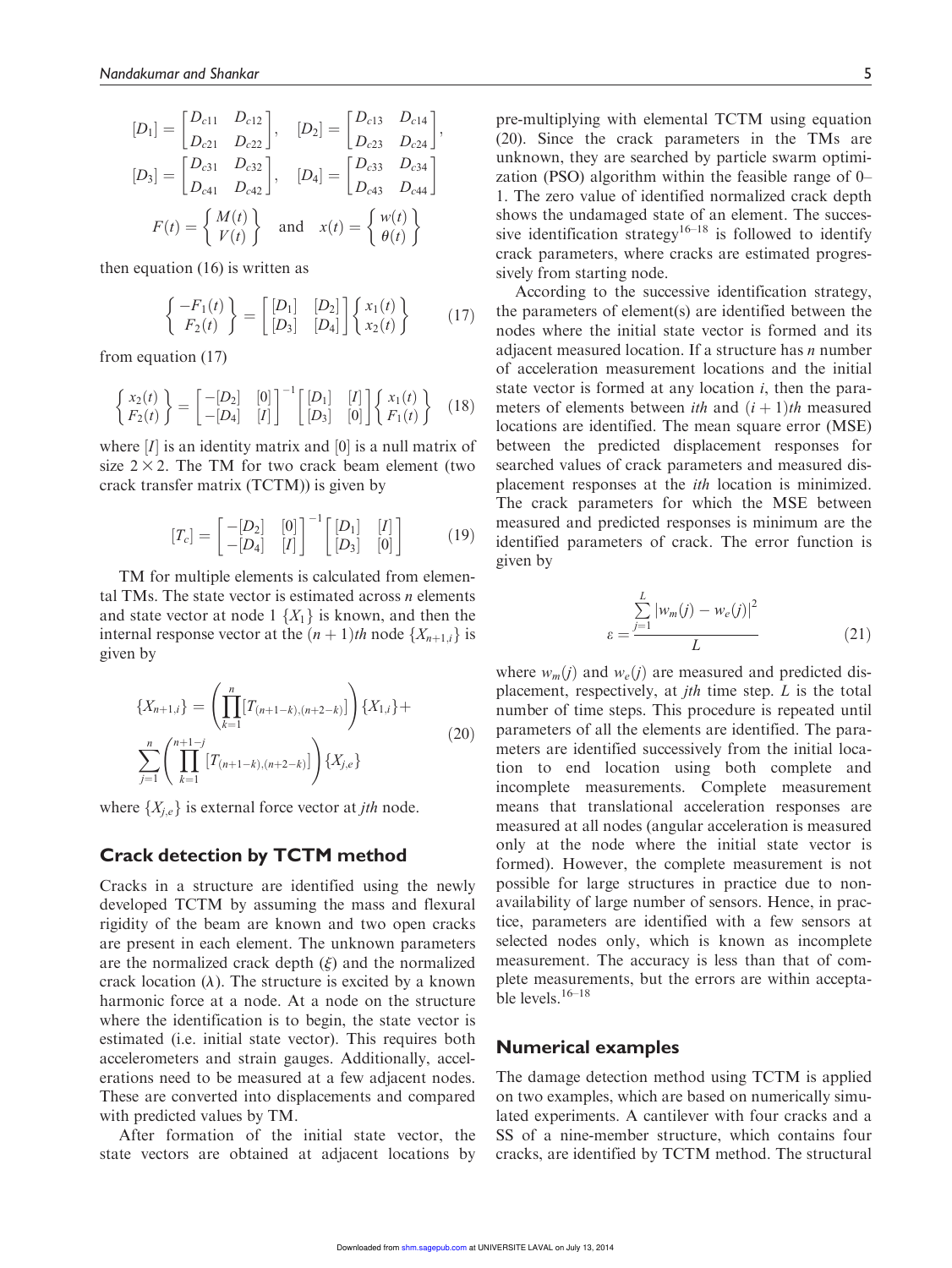$$[D_1] = \begin{bmatrix} D_{c11} & D_{c12} \\ D_{c21} & D_{c22} \end{bmatrix}, \quad [D_2] = \begin{bmatrix} D_{c13} & D_{c14} \\ D_{c23} & D_{c24} \end{bmatrix},$$

$$[D_3] = \begin{bmatrix} D_{c31} & D_{c32} \\ D_{c41} & D_{c42} \end{bmatrix}, \quad [D_4] = \begin{bmatrix} D_{c33} & D_{c34} \\ D_{c43} & D_{c44} \end{bmatrix}$$

$$F(t) = \begin{Bmatrix} M(t) \\ V(t) \end{Bmatrix} \quad \text{and} \quad x(t) = \begin{Bmatrix} w(t) \\ \theta(t) \end{Bmatrix}$$

then equation (16) is written as

$$\begin{Bmatrix} -F_1(t) \\ F_2(t) \end{Bmatrix} = \begin{bmatrix} [D_1] & [D_2] \\ [D_3] & [D_4] \end{bmatrix} \begin{Bmatrix} x_1(t) \\ x_2(t) \end{Bmatrix} \tag{17}$$

from equation (17)

$$\begin{Bmatrix} x_2(t) \\ F_2(t) \end{Bmatrix} = \begin{bmatrix} -[D_2] & [0] \\ -[D_4] & [I] \end{bmatrix}^{-1} \begin{bmatrix} [D_1] & [I] \\ [D_3] & [0] \end{bmatrix} \begin{Bmatrix} x_1(t) \\ F_1(t) \end{Bmatrix} \tag{18}$$

where $[I]$ is an identity matrix and $[0]$ is a null matrix of size $2 \times 2$. The TM for two crack beam element (two crack transfer matrix (TCTM)) is given by

$$[T_c] = \begin{bmatrix} -[D_2] & [0] \\ -[D_4] & [I] \end{bmatrix}^{-1} \begin{bmatrix} [D_1] & [I] \\ [D_3] & [0] \end{bmatrix} \tag{19}$$

TM for multiple elements is calculated from elemental TMs. The state vector is estimated across $n$ elements and state vector at node 1 $\{X_1\}$ is known, and then the internal response vector at the $(n+1)th$ node $\{X_{n+1,i}\}$ is given by

$$\{X_{n+1,i}\} = \left( \prod_{k=1}^{n} [T_{(n+1-k),(n+2-k)}] \right) \{X_{1,i}\} + \sum_{j=1}^{n} \left( \prod_{k=1}^{n+1-j} [T_{(n+1-k),(n+2-k)}] \right) \{X_{j,e}\} \tag{20}$$

where $\{X_{j,e}\}$ is external force vector at $jth$ node.

## Crack detection by TCTM method

Cracks in a structure are identified using the newly developed TCTM by assuming the mass and flexural rigidity of the beam are known and two open cracks are present in each element. The unknown parameters are the normalized crack depth ($\xi$) and the normalized crack location ($\lambda$). The structure is excited by a known harmonic force at a node. At a node on the structure where the identification is to begin, the state vector is estimated (i.e. initial state vector). This requires both accelerometers and strain gauges. Additionally, accelerations need to be measured at a few adjacent nodes. These are converted into displacements and compared with predicted values by TM.

After formation of the initial state vector, the state vectors are obtained at adjacent locations by pre-multiplying with elemental TCTM using equation (20). Since the crack parameters in the TMs are unknown, they are searched by particle swarm optimization (PSO) algorithm within the feasible range of 0–1. The zero value of identified normalized crack depth shows the undamaged state of an element. The successive identification strategy[16–18] is followed to identify crack parameters, where cracks are estimated progressively from starting node.

According to the successive identification strategy, the parameters of element(s) are identified between the nodes where the initial state vector is formed and its adjacent measured location. If a structure has $n$ number of acceleration measurement locations and the initial state vector is formed at any location $i$, then the parameters of elements between $ith$ and $(i+1)th$ measured locations are identified. The mean square error (MSE) between the predicted displacement responses for searched values of crack parameters and measured displacement responses at the $ith$ location is minimized. The crack parameters for which the MSE between measured and predicted responses is minimum are the identified parameters of crack. The error function is given by

$$\varepsilon = \frac{\sum_{j=1}^{L} |w_m(j) - w_e(j)|^2}{L} \tag{21}$$

where $w_m(j)$ and $w_e(j)$ are measured and predicted displacement, respectively, at $jth$ time step. $L$ is the total number of time steps. This procedure is repeated until parameters of all the elements are identified. The parameters are identified successively from the initial location to end location using both complete and incomplete measurements. Complete measurement means that translational acceleration responses are measured at all nodes (angular acceleration is measured only at the node where the initial state vector is formed). However, the complete measurement is not possible for large structures in practice due to nonavailability of large number of sensors. Hence, in practice, parameters are identified with a few sensors at selected nodes only, which is known as incomplete measurement. The accuracy is less than that of complete measurements, but the errors are within acceptable levels.[16–18]

## Numerical examples

The damage detection method using TCTM is applied on two examples, which are based on numerically simulated experiments. A cantilever with four cracks and a SS of a nine-member structure, which contains four cracks, are identified by TCTM method. The structural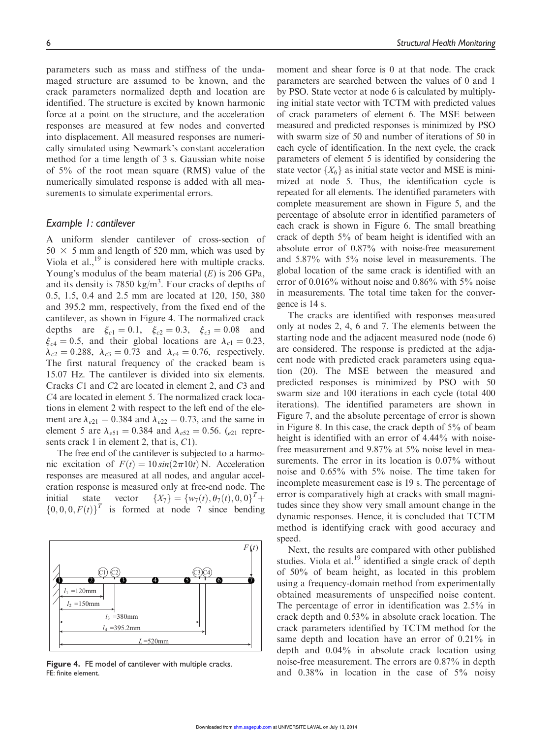parameters such as mass and stiffness of the undamaged structure are assumed to be known, and the crack parameters normalized depth and location are identified. The structure is excited by known harmonic force at a point on the structure, and the acceleration responses are measured at few nodes and converted into displacement. All measured responses are numerically simulated using Newmark's constant acceleration method for a time length of 3 s. Gaussian white noise of 5% of the root mean square (RMS) value of the numerically simulated response is added with all measurements to simulate experimental errors.

### *Example 1: cantilever*

A uniform slender cantilever of cross-section of $50 \times 5$ mm and length of 520 mm, which was used by Viola et al.,[19] is considered here with multiple cracks. Young's modulus of the beam material ($E$) is 206 GPa, and its density is 7850 kg/m$^3$. Four cracks of depths of 0.5, 1.5, 0.4 and 2.5 mm are located at 120, 150, 380 and 395.2 mm, respectively, from the fixed end of the cantilever, as shown in Figure 4. The normalized crack depths are $\xi_{c1} = 0.1$, $\xi_{c2} = 0.3$, $\xi_{c3} = 0.08$ and $\xi_{c4} = 0.5$, and their global locations are $\lambda_{c1} = 0.23$, $\lambda_{c2} = 0.288$, $\lambda_{c3} = 0.73$ and $\lambda_{c4} = 0.76$, respectively. The first natural frequency of the cracked beam is 15.07 Hz. The cantilever is divided into six elements. Cracks $C1$ and $C2$ are located in element 2, and $C3$ and $C4$ are located in element 5. The normalized crack locations in element 2 with respect to the left end of the element are $\lambda_{e21} = 0.384$ and $\lambda_{e22} = 0.73$, and the same in element 5 are $\lambda_{e51} = 0.384$ and $\lambda_{e52} = 0.56$. ($_{e21}$ represents crack 1 in element 2, that is, $C1$).

The free end of the cantilever is subjected to a harmonic excitation of $F(t) = 10\,sin(2\pi 10t)$ N. Acceleration responses are measured at all nodes, and angular acceleration response is measured only at free-end node. The initial state vector $\{X_7\} = \{w_7(t), \theta_7(t), 0, 0\}^T + \{0, 0, 0, F(t)\}^T$ is formed at node 7 since bending moment and shear force is 0 at that node. The crack parameters are searched between the values of 0 and 1 by PSO. State vector at node 6 is calculated by multiplying initial state vector with TCTM with predicted values of crack parameters of element 6. The MSE between measured and predicted responses is minimized by PSO with swarm size of 50 and number of iterations of 50 in each cycle of identification. In the next cycle, the crack parameters of element 5 is identified by considering the state vector $\{X_6\}$ as initial state vector and MSE is minimized at node 5. Thus, the identification cycle is repeated for all elements. The identified parameters with complete measurement are shown in Figure 5, and the percentage of absolute error in identified parameters of each crack is shown in Figure 6. The small breathing crack of depth 5% of beam height is identified with an absolute error of 0.87% with noise-free measurement and 5.87% with 5% noise level in measurements. The global location of the same crack is identified with an error of 0.016% without noise and 0.86% with 5% noise in measurements. The total time taken for the convergence is 14 s.

The cracks are identified with responses measured only at nodes 2, 4, 6 and 7. The elements between the starting node and the adjacent measured node (node 6) are considered. The response is predicted at the adjacent node with predicted crack parameters using equation (20). The MSE between the measured and predicted responses is minimized by PSO with 50 swarm size and 100 iterations in each cycle (total 400 iterations). The identified parameters are shown in Figure 7, and the absolute percentage of error is shown in Figure 8. In this case, the crack depth of 5% of beam height is identified with an error of 4.44% with noise-free measurement and 9.87% at 5% noise level in measurements. The error in its location is 0.07% without noise and 0.65% with 5% noise. The time taken for incomplete measurement case is 19 s. The percentage of error is comparatively high at cracks with small magnitudes since they show very small amount change in the dynamic responses. Hence, it is concluded that TCTM method is identifying crack with good accuracy and speed.

Next, the results are compared with other published studies. Viola et al.[19] identified a single crack of depth of 50% of beam height, as located in this problem using a frequency-domain method from experimentally obtained measurements of unspecified noise content. The percentage of error in identification was 2.5% in crack depth and 0.53% in absolute crack location. The crack parameters identified by TCTM method for the same depth and location have an error of 0.21% in depth and 0.04% in absolute crack location using noise-free measurement. The errors are 0.87% in depth and 0.38% in location in the case of 5% noisy

**Figure 4.** FE model of cantilever with multiple cracks.
FE: finite element.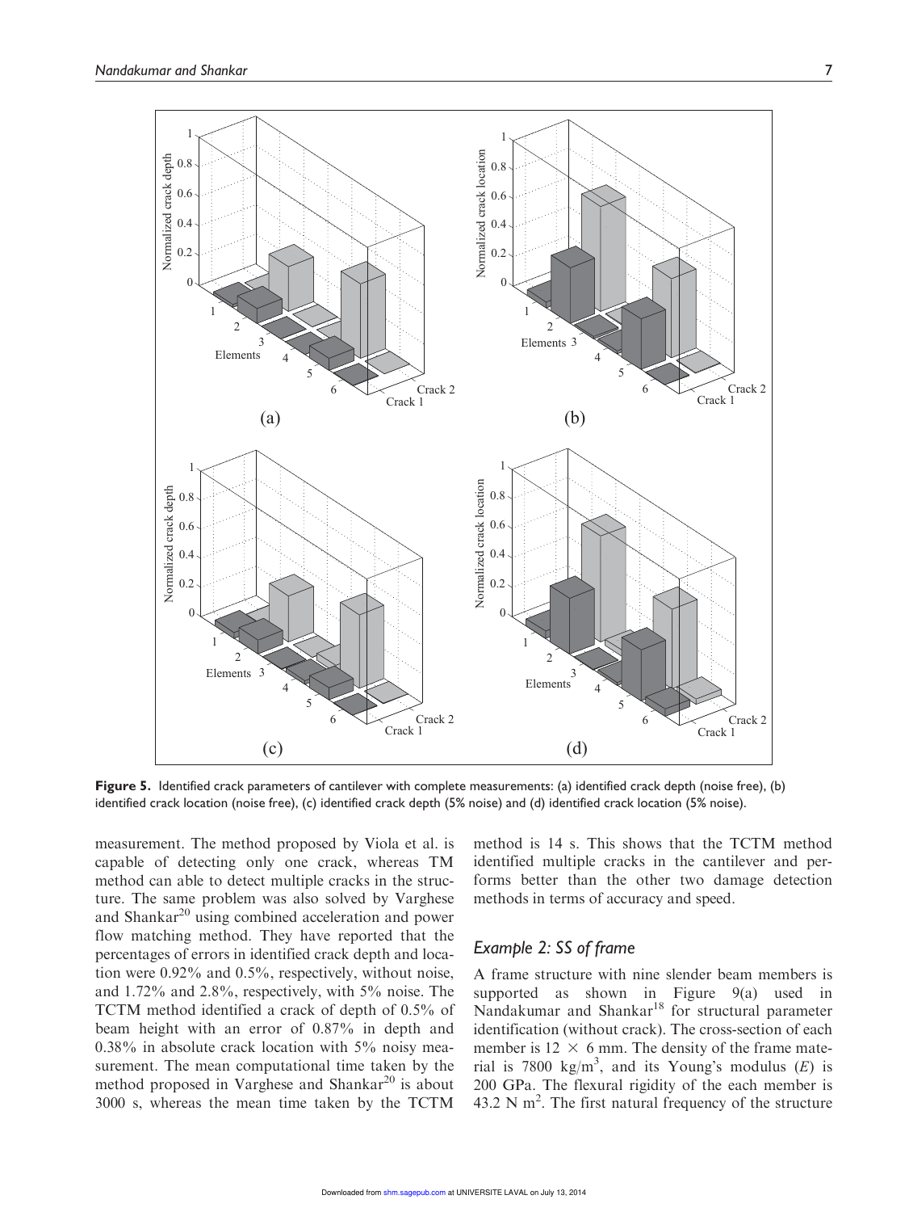Figure 5. Identified crack parameters of cantilever with complete measurements: (a) identified crack depth (noise free), (b) identified crack location (noise free), (c) identified crack depth (5% noise) and (d) identified crack location (5% noise).

measurement. The method proposed by Viola et al. is capable of detecting only one crack, whereas TM method can able to detect multiple cracks in the structure. The same problem was also solved by Varghese and Shankar[20] using combined acceleration and power flow matching method. They have reported that the percentages of errors in identified crack depth and location were 0.92% and 0.5%, respectively, without noise, and 1.72% and 2.8%, respectively, with 5% noise. The TCTM method identified a crack of depth of 0.5% of beam height with an error of 0.87% in depth and 0.38% in absolute crack location with 5% noisy measurement. The mean computational time taken by the method proposed in Varghese and Shankar[20] is about 3000 s, whereas the mean time taken by the TCTM method is 14 s. This shows that the TCTM method identified multiple cracks in the cantilever and performs better than the other two damage detection methods in terms of accuracy and speed.

### *Example 2: SS of frame*

A frame structure with nine slender beam members is supported as shown in Figure 9(a) used in Nandakumar and Shankar[18] for structural parameter identification (without crack). The cross-section of each member is $12 \times 6$ mm. The density of the frame material is 7800 kg/m$^3$, and its Young's modulus ($E$) is 200 GPa. The flexural rigidity of the each member is 43.2 N m$^2$. The first natural frequency of the structure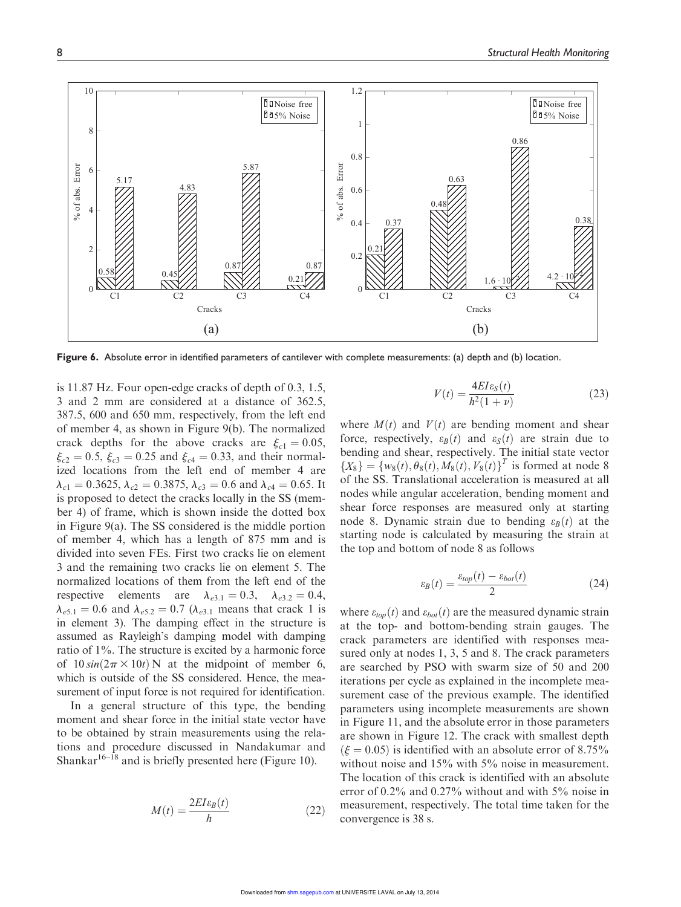Figure 6. Absolute error in identified parameters of cantilever with complete measurements: (a) depth and (b) location.

is 11.87 Hz. Four open-edge cracks of depth of 0.3, 1.5, 3 and 2 mm are considered at a distance of 362.5, 387.5, 600 and 650 mm, respectively, from the left end of member 4, as shown in Figure 9(b). The normalized crack depths for the above cracks are $\xi_{c1} = 0.05$, $\xi_{c2} = 0.5$, $\xi_{c3} = 0.25$ and $\xi_{c4} = 0.33$, and their normalized locations from the left end of member 4 are $\lambda_{c1} = 0.3625$, $\lambda_{c2} = 0.3875$, $\lambda_{c3} = 0.6$ and $\lambda_{c4} = 0.65$. It is proposed to detect the cracks locally in the SS (member 4) of frame, which is shown inside the dotted box in Figure 9(a). The SS considered is the middle portion of member 4, which has a length of 875 mm and is divided into seven FEs. First two cracks lie on element 3 and the remaining two cracks lie on element 5. The normalized locations of them from the left end of the respective elements are $\lambda_{e3.1} = 0.3$, $\lambda_{e3.2} = 0.4$, $\lambda_{e5.1} = 0.6$ and $\lambda_{e5.2} = 0.7$ ($\lambda_{e3.1}$ means that crack 1 is in element 3). The damping effect in the structure is assumed as Rayleigh's damping model with damping ratio of 1%. The structure is excited by a harmonic force of $10\,sin(2\pi \times 10t)$ N at the midpoint of member 6, which is outside of the SS considered. Hence, the measurement of input force is not required for identification.

In a general structure of this type, the bending moment and shear force in the initial state vector have to be obtained by strain measurements using the relations and procedure discussed in Nandakumar and Shankar[16–18] and is briefly presented here (Figure 10).

$$M(t) = \frac{2EI\varepsilon_B(t)}{h} \tag{22}$$

$$V(t) = \frac{4EI\varepsilon_S(t)}{h^2(1+\nu)} \tag{23}$$

where $M(t)$ and $V(t)$ are bending moment and shear force, respectively, $\varepsilon_B(t)$ and $\varepsilon_S(t)$ are strain due to bending and shear, respectively. The initial state vector $\{X_8\} = \{w_8(t), \theta_8(t), M_8(t), V_8(t)\}^T$ is formed at node 8 of the SS. Translational acceleration is measured at all nodes while angular acceleration, bending moment and shear force responses are measured only at starting node 8. Dynamic strain due to bending $\varepsilon_B(t)$ at the starting node is calculated by measuring the strain at the top and bottom of node 8 as follows

$$\varepsilon_B(t) = \frac{\varepsilon_{top}(t) - \varepsilon_{bot}(t)}{2} \tag{24}$$

where $\varepsilon_{top}(t)$ and $\varepsilon_{bot}(t)$ are the measured dynamic strain at the top- and bottom-bending strain gauges. The crack parameters are identified with responses measured only at nodes 1, 3, 5 and 8. The crack parameters are searched by PSO with swarm size of 50 and 200 iterations per cycle as explained in the incomplete measurement case of the previous example. The identified parameters using incomplete measurements are shown in Figure 11, and the absolute error in those parameters are shown in Figure 12. The crack with smallest depth ($\xi = 0.05$) is identified with an absolute error of 8.75% without noise and 15% with 5% noise in measurement. The location of this crack is identified with an absolute error of 0.2% and 0.27% without and with 5% noise in measurement, respectively. The total time taken for the convergence is 38 s.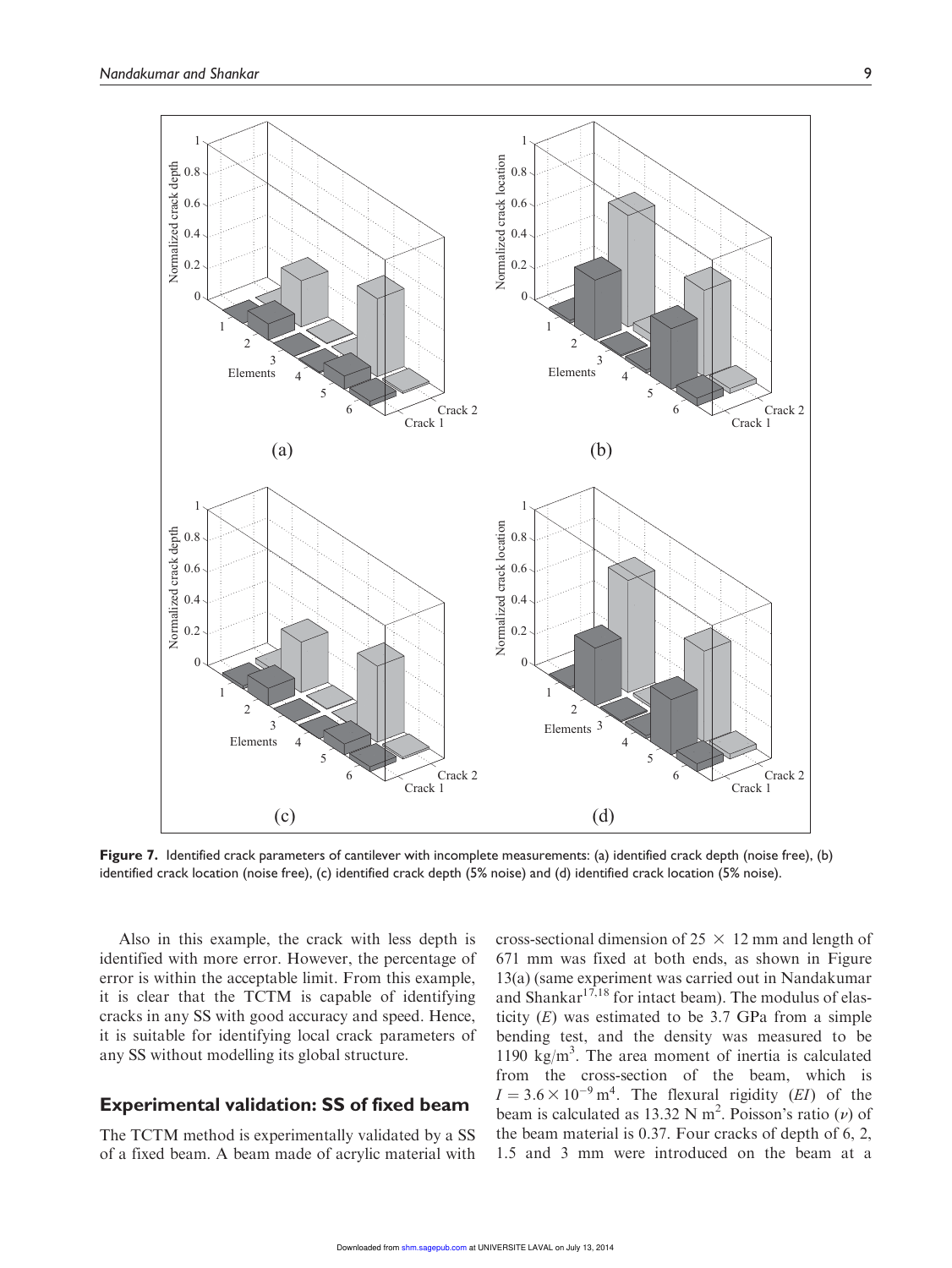**Figure 7.** Identified crack parameters of cantilever with incomplete measurements: (a) identified crack depth (noise free), (b) identified crack location (noise free), (c) identified crack depth (5% noise) and (d) identified crack location (5% noise).

Also in this example, the crack with less depth is identified with more error. However, the percentage of error is within the acceptable limit. From this example, it is clear that the TCTM is capable of identifying cracks in any SS with good accuracy and speed. Hence, it is suitable for identifying local crack parameters of any SS without modelling its global structure.

## Experimental validation: SS of fixed beam

The TCTM method is experimentally validated by a SS of a fixed beam. A beam made of acrylic material with cross-sectional dimension of 25 × 12 mm and length of 671 mm was fixed at both ends, as shown in Figure 13(a) (same experiment was carried out in Nandakumar and Shankar[17,18] for intact beam). The modulus of elasticity ($E$) was estimated to be 3.7 GPa from a simple bending test, and the density was measured to be 1190 $\text{kg/m}^3$. The area moment of inertia is calculated from the cross-section of the beam, which is $I = 3.6 \times 10^{-9}\,\text{m}^4$. The flexural rigidity ($EI$) of the beam is calculated as 13.32 $\text{N m}^2$. Poisson's ratio ($\nu$) of the beam material is 0.37. Four cracks of depth of 6, 2, 1.5 and 3 mm were introduced on the beam at a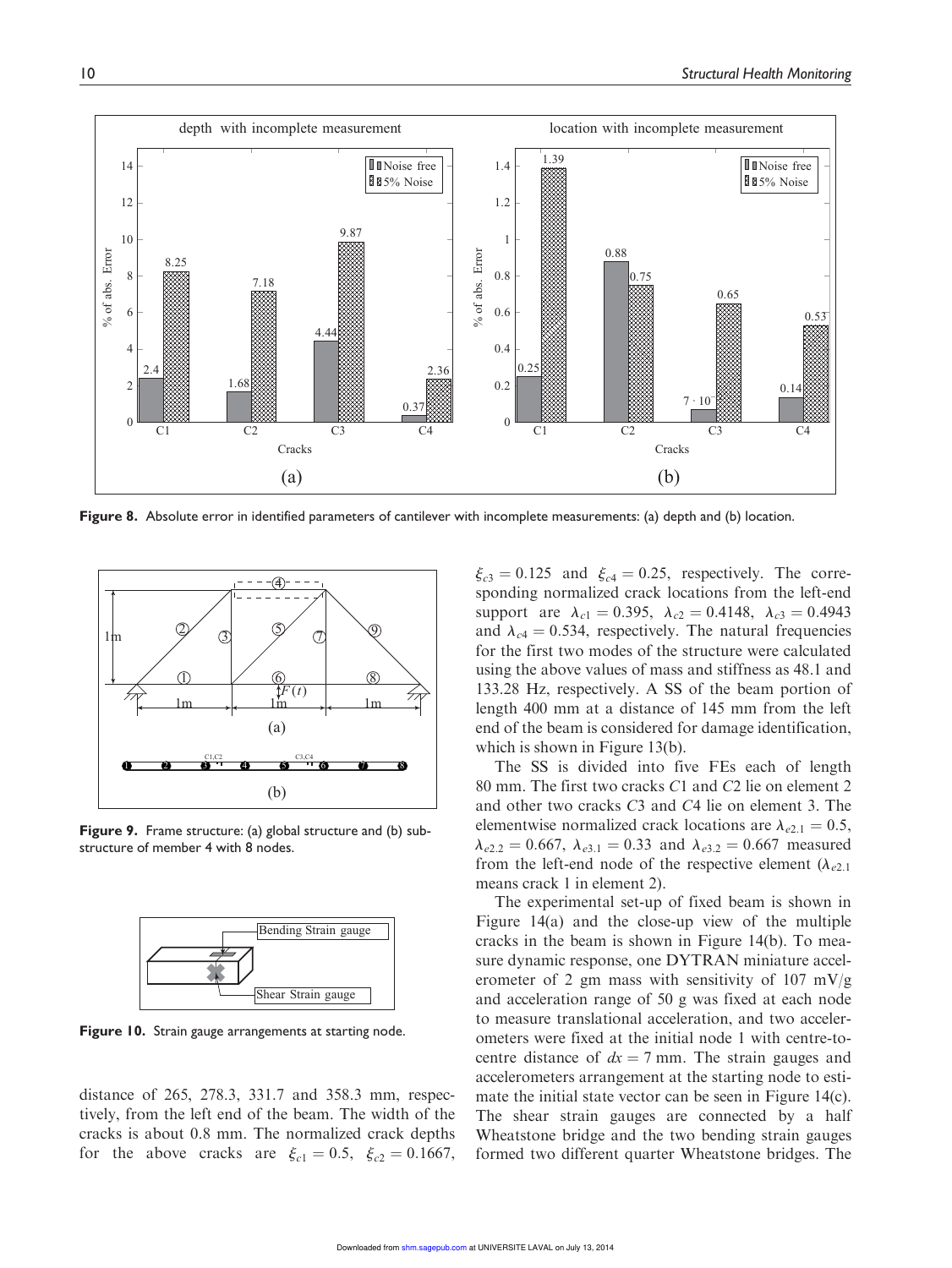Figure 8. Absolute error in identified parameters of cantilever with incomplete measurements: (a) depth and (b) location.

Figure 9. Frame structure: (a) global structure and (b) substructure of member 4 with 8 nodes.

Figure 10. Strain gauge arrangements at starting node.

distance of 265, 278.3, 331.7 and 358.3 mm, respectively, from the left end of the beam. The width of the cracks is about 0.8 mm. The normalized crack depths for the above cracks are $\xi_{c1} = 0.5$, $\xi_{c2} = 0.1667$, $\xi_{c3} = 0.125$ and $\xi_{c4} = 0.25$, respectively. The corresponding normalized crack locations from the left-end support are $\lambda_{c1} = 0.395$, $\lambda_{c2} = 0.4148$, $\lambda_{c3} = 0.4943$ and $\lambda_{c4} = 0.534$, respectively. The natural frequencies for the first two modes of the structure were calculated using the above values of mass and stiffness as 48.1 and 133.28 Hz, respectively. A SS of the beam portion of length 400 mm at a distance of 145 mm from the left end of the beam is considered for damage identification, which is shown in Figure 13(b).

The SS is divided into five FEs each of length 80 mm. The first two cracks $C1$ and $C2$ lie on element 2 and other two cracks $C3$ and $C4$ lie on element 3. The elementwise normalized crack locations are $\lambda_{e2.1} = 0.5$, $\lambda_{e2.2} = 0.667$, $\lambda_{e3.1} = 0.33$ and $\lambda_{e3.2} = 0.667$ measured from the left-end node of the respective element ($\lambda_{e2.1}$ means crack 1 in element 2).

The experimental set-up of fixed beam is shown in Figure 14(a) and the close-up view of the multiple cracks in the beam is shown in Figure 14(b). To measure dynamic response, one DYTRAN miniature accelerometer of 2 gm mass with sensitivity of 107 mV/g and acceleration range of 50 g was fixed at each node to measure translational acceleration, and two accelerometers were fixed at the initial node 1 with centre-to-centre distance of $dx = 7$ mm. The strain gauges and accelerometers arrangement at the starting node to estimate the initial state vector can be seen in Figure 14(c). The shear strain gauges are connected by a half Wheatstone bridge and the two bending strain gauges formed two different quarter Wheatstone bridges. The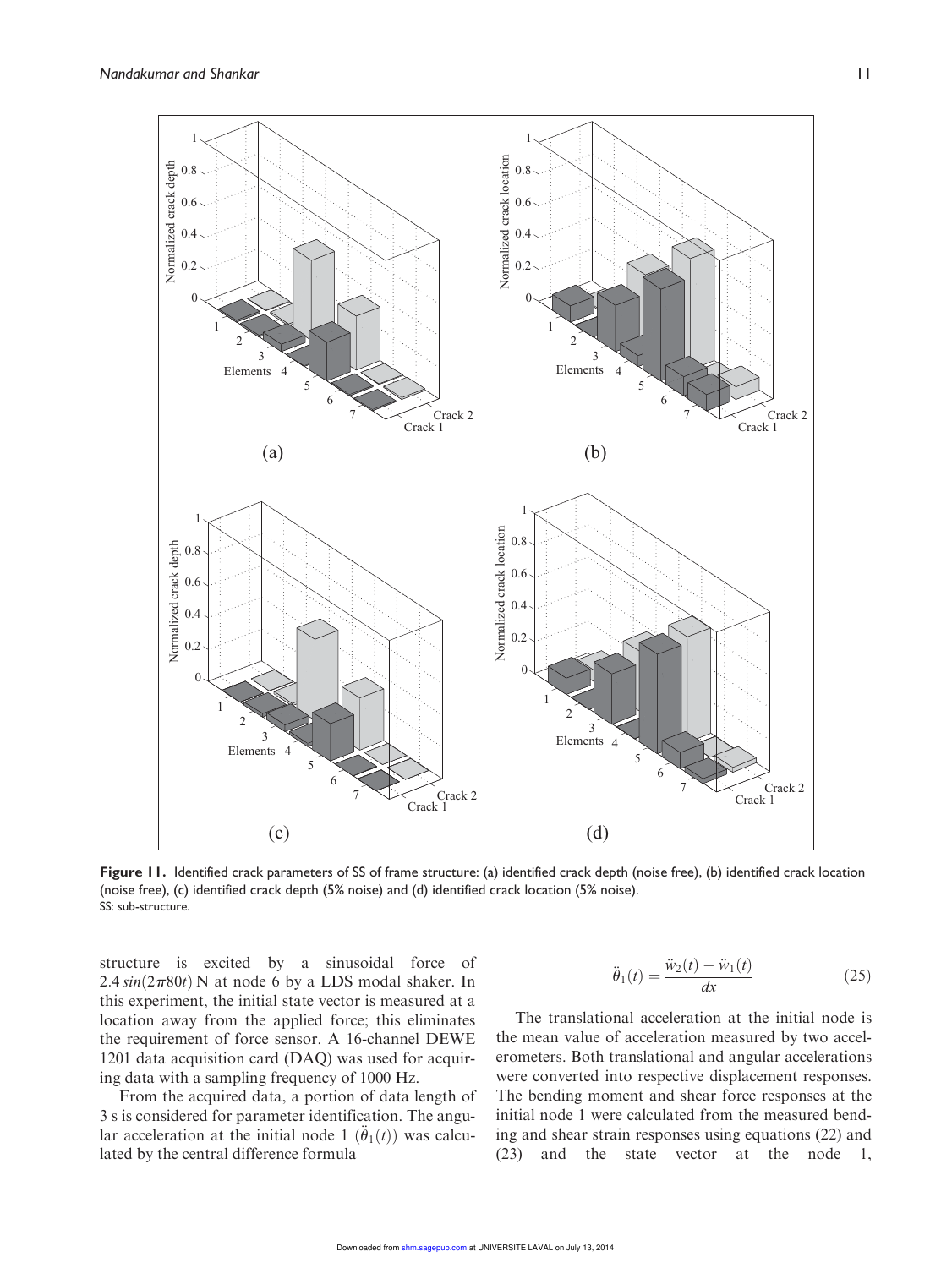**Figure 11.** Identified crack parameters of SS of frame structure: (a) identified crack depth (noise free), (b) identified crack location (noise free), (c) identified crack depth (5% noise) and (d) identified crack location (5% noise).
SS: sub-structure.

structure is excited by a sinusoidal force of $2.4\,sin(2\pi 80t)$ N at node 6 by a LDS modal shaker. In this experiment, the initial state vector is measured at a location away from the applied force; this eliminates the requirement of force sensor. A 16-channel DEWE 1201 data acquisition card (DAQ) was used for acquiring data with a sampling frequency of 1000 Hz.

From the acquired data, a portion of data length of 3 s is considered for parameter identification. The angular acceleration at the initial node 1 ($\ddot{\theta}_1(t)$) was calculated by the central difference formula

$$\ddot{\theta}_1(t) = \frac{\ddot{w}_2(t) - \ddot{w}_1(t)}{dx} \tag{25}$$

The translational acceleration at the initial node is the mean value of acceleration measured by two accelerometers. Both translational and angular accelerations were converted into respective displacement responses. The bending moment and shear force responses at the initial node 1 were calculated from the measured bending and shear strain responses using equations (22) and (23) and the state vector at the node 1,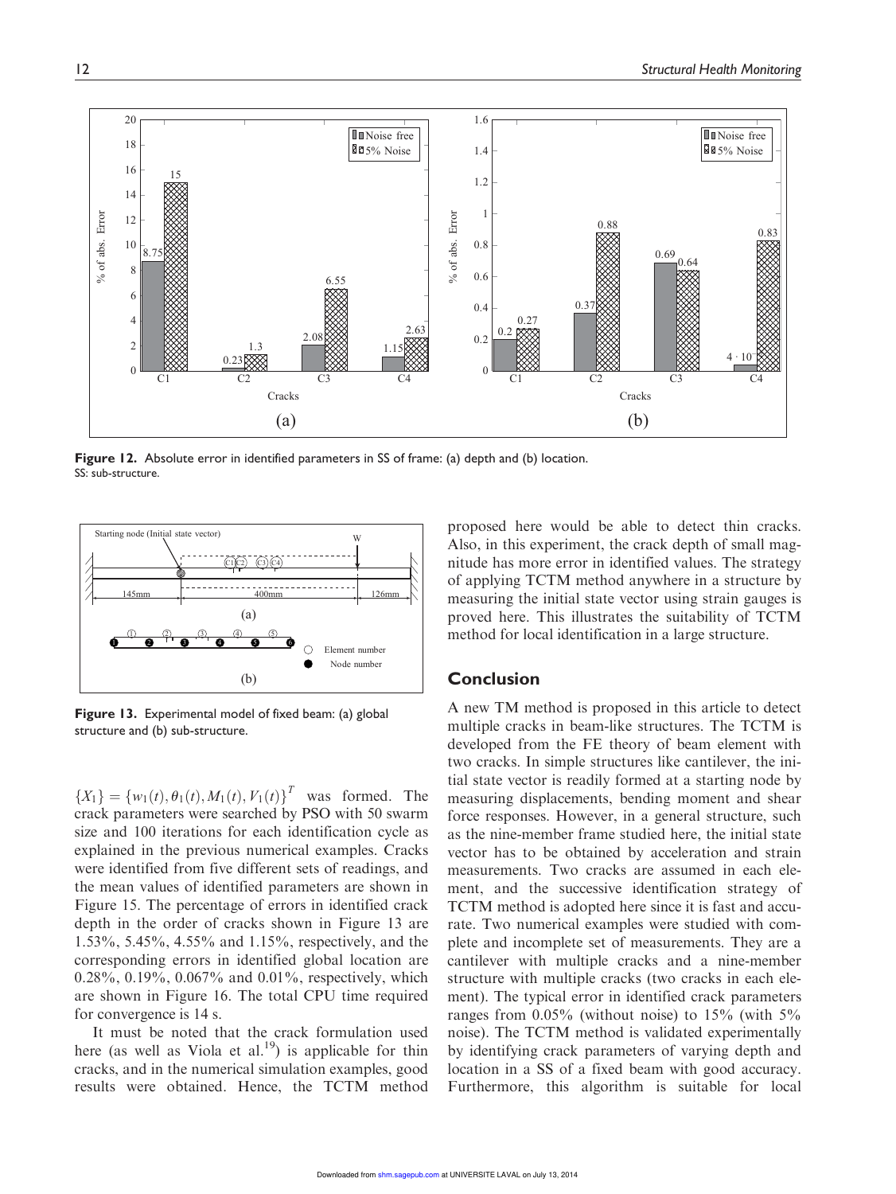Figure 12. Absolute error in identified parameters in SS of frame: (a) depth and (b) location.
SS: sub-structure.

Figure 13. Experimental model of fixed beam: (a) global structure and (b) sub-structure.

$\{X_1\} = \{w_1(t), \theta_1(t), M_1(t), V_1(t)\}^T$ was formed. The crack parameters were searched by PSO with 50 swarm size and 100 iterations for each identification cycle as explained in the previous numerical examples. Cracks were identified from five different sets of readings, and the mean values of identified parameters are shown in Figure 15. The percentage of errors in identified crack depth in the order of cracks shown in Figure 13 are 1.53%, 5.45%, 4.55% and 1.15%, respectively, and the corresponding errors in identified global location are 0.28%, 0.19%, 0.067% and 0.01%, respectively, which are shown in Figure 16. The total CPU time required for convergence is 14 s.

It must be noted that the crack formulation used here (as well as Viola et al.[19]) is applicable for thin cracks, and in the numerical simulation examples, good results were obtained. Hence, the TCTM method proposed here would be able to detect thin cracks. Also, in this experiment, the crack depth of small magnitude has more error in identified values. The strategy of applying TCTM method anywhere in a structure by measuring the initial state vector using strain gauges is proved here. This illustrates the suitability of TCTM method for local identification in a large structure.

## Conclusion

A new TM method is proposed in this article to detect multiple cracks in beam-like structures. The TCTM is developed from the FE theory of beam element with two cracks. In simple structures like cantilever, the initial state vector is readily formed at a starting node by measuring displacements, bending moment and shear force responses. However, in a general structure, such as the nine-member frame studied here, the initial state vector has to be obtained by acceleration and strain measurements. Two cracks are assumed in each element, and the successive identification strategy of TCTM method is adopted here since it is fast and accurate. Two numerical examples were studied with complete and incomplete set of measurements. They are a cantilever with multiple cracks and a nine-member structure with multiple cracks (two cracks in each element). The typical error in identified crack parameters ranges from 0.05% (without noise) to 15% (with 5% noise). The TCTM method is validated experimentally by identifying crack parameters of varying depth and location in a SS of a fixed beam with good accuracy. Furthermore, this algorithm is suitable for local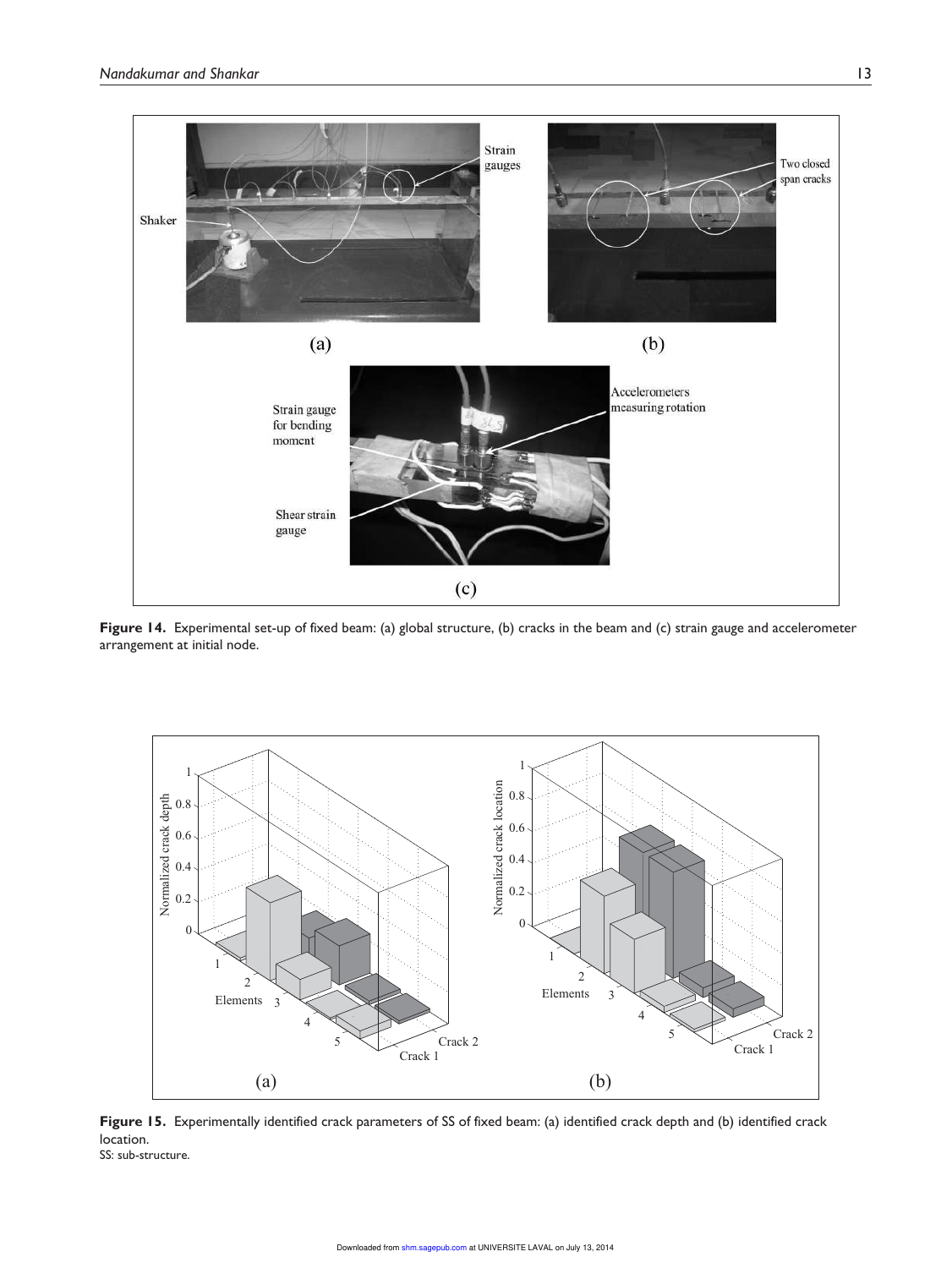**Figure 14.** Experimental set-up of fixed beam: (a) global structure, (b) cracks in the beam and (c) strain gauge and accelerometer arrangement at initial node.

**Figure 15.** Experimentally identified crack parameters of SS of fixed beam: (a) identified crack depth and (b) identified crack location.
SS: sub-structure.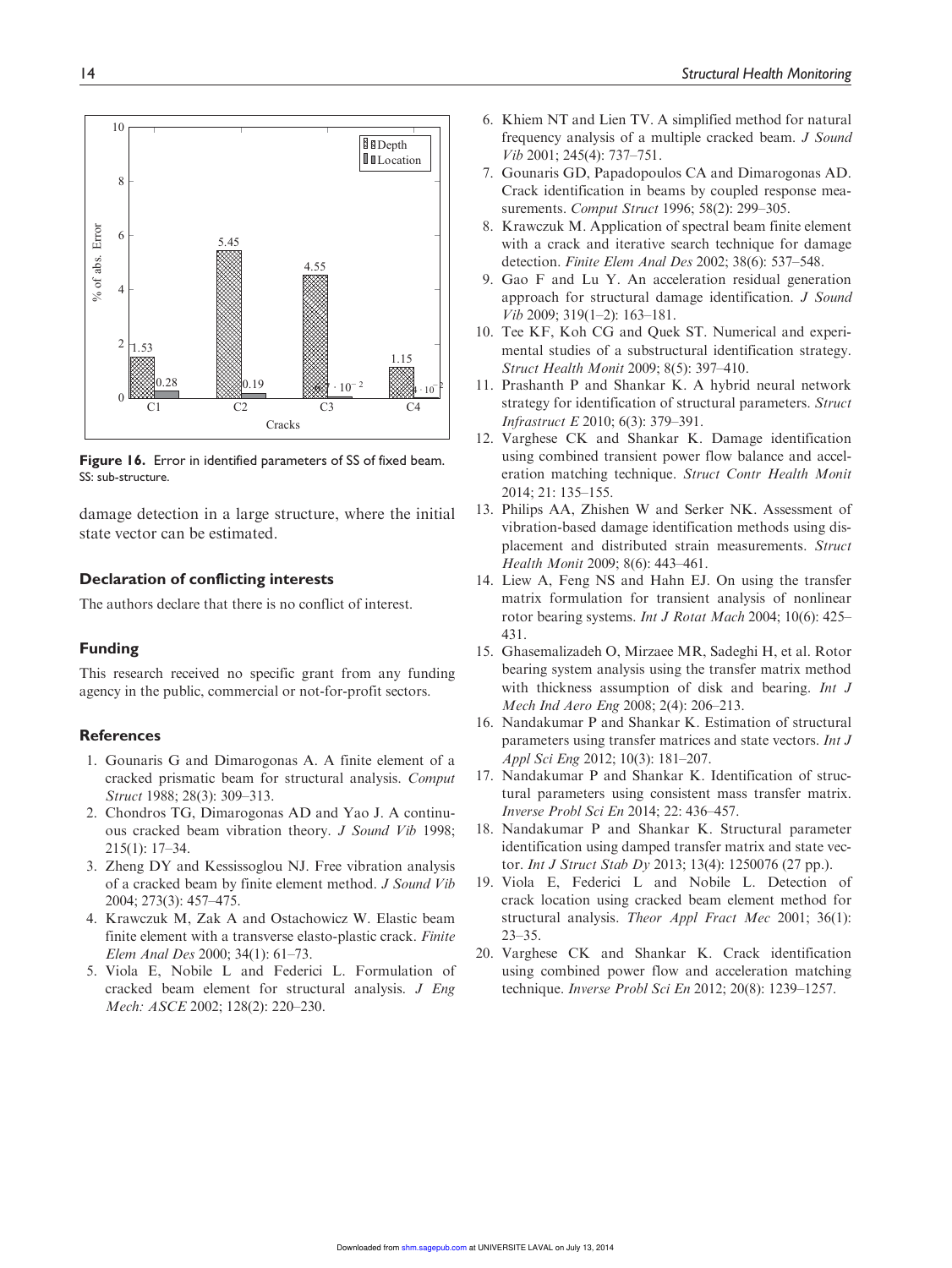10
8
6
4
2
0
% of abs. Error
Depth
Location
1.53
0.28
5.45
0.19
4.55
4.7 · 10⁻²
1.15
4 · 10⁻²
C1
C2
C3
C4
Cracks

**Figure 16.** Error in identified parameters of SS of fixed beam.
SS: sub-structure.

damage detection in a large structure, where the initial state vector can be estimated.

### Declaration of conflicting interests

The authors declare that there is no conflict of interest.

### Funding

This research received no specific grant from any funding agency in the public, commercial or not-for-profit sectors.

### References

1. Gounaris G and Dimarogonas A. A finite element of a cracked prismatic beam for structural analysis. *Comput Struct* 1988; 28(3): 309–313.
2. Chondros TG, Dimarogonas AD and Yao J. A continuous cracked beam vibration theory. *J Sound Vib* 1998; 215(1): 17–34.
3. Zheng DY and Kessissoglou NJ. Free vibration analysis of a cracked beam by finite element method. *J Sound Vib* 2004; 273(3): 457–475.
4. Krawczuk M, Zak A and Ostachowicz W. Elastic beam finite element with a transverse elasto-plastic crack. *Finite Elem Anal Des* 2000; 34(1): 61–73.
5. Viola E, Nobile L and Federici L. Formulation of cracked beam element for structural analysis. *J Eng Mech: ASCE* 2002; 128(2): 220–230.
6. Khiem NT and Lien TV. A simplified method for natural frequency analysis of a multiple cracked beam. *J Sound Vib* 2001; 245(4): 737–751.
7. Gounaris GD, Papadopoulos CA and Dimarogonas AD. Crack identification in beams by coupled response measurements. *Comput Struct* 1996; 58(2): 299–305.
8. Krawczuk M. Application of spectral beam finite element with a crack and iterative search technique for damage detection. *Finite Elem Anal Des* 2002; 38(6): 537–548.
9. Gao F and Lu Y. An acceleration residual generation approach for structural damage identification. *J Sound Vib* 2009; 319(1–2): 163–181.
10. Tee KF, Koh CG and Quek ST. Numerical and experimental studies of a substructural identification strategy. *Struct Health Monit* 2009; 8(5): 397–410.
11. Prashanth P and Shankar K. A hybrid neural network strategy for identification of structural parameters. *Struct Infrastruct E* 2010; 6(3): 379–391.
12. Varghese CK and Shankar K. Damage identification using combined transient power flow balance and acceleration matching technique. *Struct Contr Health Monit* 2014; 21: 135–155.
13. Philips AA, Zhishen W and Serker NK. Assessment of vibration-based damage identification methods using displacement and distributed strain measurements. *Struct Health Monit* 2009; 8(6): 443–461.
14. Liew A, Feng NS and Hahn EJ. On using the transfer matrix formulation for transient analysis of nonlinear rotor bearing systems. *Int J Rotat Mach* 2004; 10(6): 425–431.
15. Ghasemalizadeh O, Mirzaee MR, Sadeghi H, et al. Rotor bearing system analysis using the transfer matrix method with thickness assumption of disk and bearing. *Int J Mech Ind Aero Eng* 2008; 2(4): 206–213.
16. Nandakumar P and Shankar K. Estimation of structural parameters using transfer matrices and state vectors. *Int J Appl Sci Eng* 2012; 10(3): 181–207.
17. Nandakumar P and Shankar K. Identification of structural parameters using consistent mass transfer matrix. *Inverse Probl Sci En* 2014; 22: 436–457.
18. Nandakumar P and Shankar K. Structural parameter identification using damped transfer matrix and state vector. *Int J Struct Stab Dy* 2013; 13(4): 1250076 (27 pp.).
19. Viola E, Federici L and Nobile L. Detection of crack location using cracked beam element method for structural analysis. *Theor Appl Fract Mec* 2001; 36(1): 23–35.
20. Varghese CK and Shankar K. Crack identification using combined power flow and acceleration matching technique. *Inverse Probl Sci En* 2012; 20(8): 1239–1257.